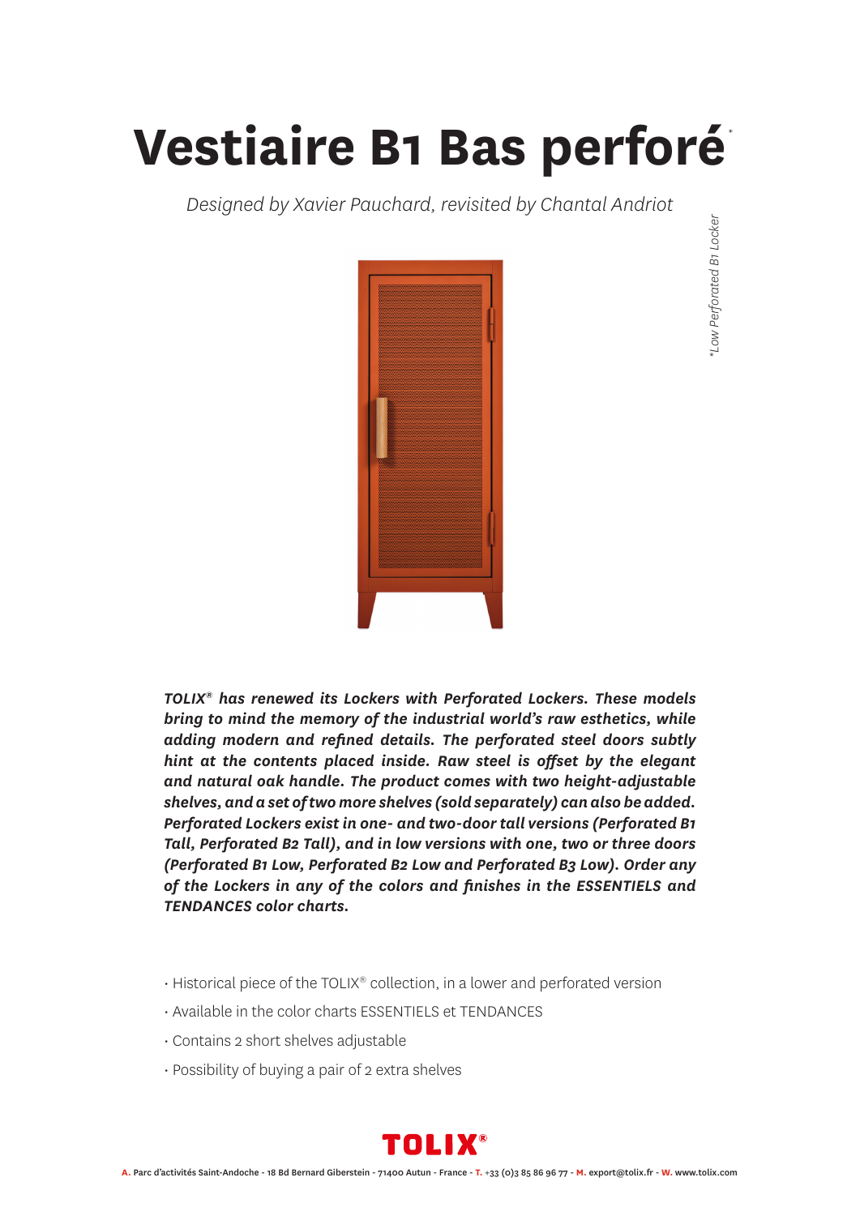# Vestiaire B1 Bas perforé*

*Designed by Xavier Pauchard, revisited by Chantal Andriot*

*Low Perforated B1 Locker

***TOLIX® has renewed its Lockers with Perforated Lockers. These models bring to mind the memory of the industrial world's raw esthetics, while adding modern and refined details. The perforated steel doors subtly hint at the contents placed inside. Raw steel is offset by the elegant and natural oak handle. The product comes with two height-adjustable shelves, and a set of two more shelves (sold separately) can also be added. Perforated Lockers exist in one- and two-door tall versions (Perforated B1 Tall, Perforated B2 Tall), and in low versions with one, two or three doors (Perforated B1 Low, Perforated B2 Low and Perforated B3 Low). Order any of the Lockers in any of the colors and finishes in the ESSENTIELS and TENDANCES color charts.***

- Historical piece of the TOLIX® collection, in a lower and perforated version
- Available in the color charts ESSENTIELS et TENDANCES
- Contains 2 short shelves adjustable
- Possibility of buying a pair of 2 extra shelves

TOLIX®

A. Parc d'activités Saint-Andoche - 18 Bd Bernard Giberstein - 71400 Autun - France - T. +33 (0)3 85 86 96 77 - M. export@tolix.fr - W. www.tolix.com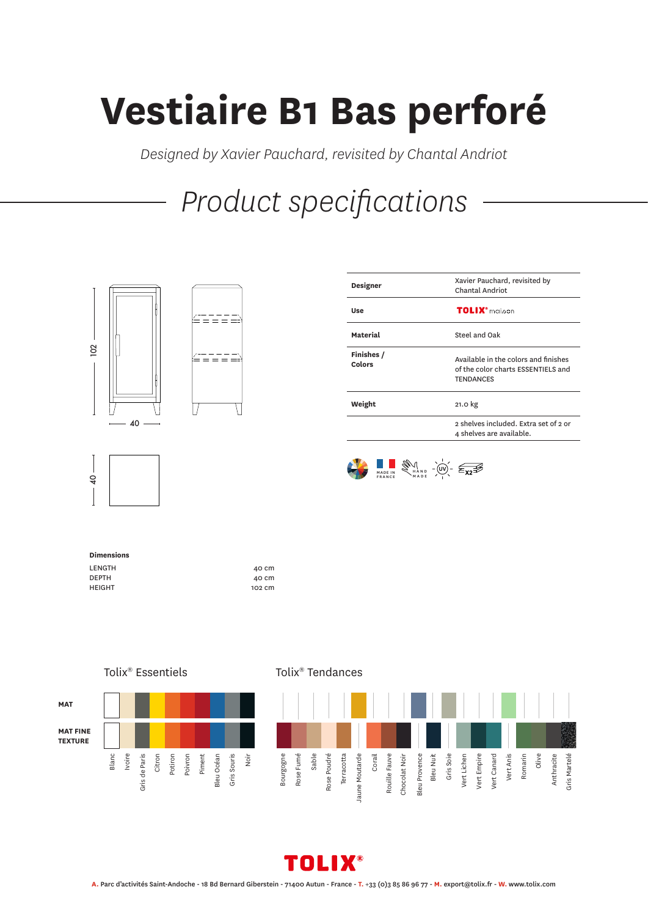# Vestiaire B1 Bas perforé

*Designed by Xavier Pauchard, revisited by Chantal Andriot*

## *Product specifications*

102

40

40

| | |
|---|---|
| **Designer** | Xavier Pauchard, revisited by Chantal Andriot |
| **Use** | TOLIX® maison |
| **Material** | Steel and Oak |
| **Finishes / Colors** | Available in the colors and finishes of the color charts ESSENTIELS and TENDANCES |
| **Weight** | 21.0 kg |
| | 2 shelves included. Extra set of 2 or 4 shelves are available. |

MADE IN FRANCE

HAND MADE

UV

X2

**Dimensions**

| | |
|---|---|
| LENGTH | 40 cm |
| DEPTH | 40 cm |
| HEIGHT | 102 cm |

Tolix® Essentiels

Tolix® Tendances

**MAT**

**MAT FINE TEXTURE**

Blanc, Ivoire, Gris de Paris, Citron, Potiron, Poivron, Piment, Bleu Océan, Gris Souris, Noir

Bourgogne, Rose Fumé, Sable, Rose Poudré, Terracotta, Jaune Moutarde, Corail, Rouille Fauve, Chocolat Noir, Bleu Provence, Bleu Nuit, Gris Soie, Vert Lichen, Vert Empire, Vert Canard, Vert Anis, Romarin, Olive, Anthracite, Gris Martelé

TOLIX®

**A.** Parc d'activités Saint-Andoche - 18 Bd Bernard Giberstein - 71400 Autun - France - **T.** +33 (0)3 85 86 96 77 - **M.** export@tolix.fr - **W.** www.tolix.com